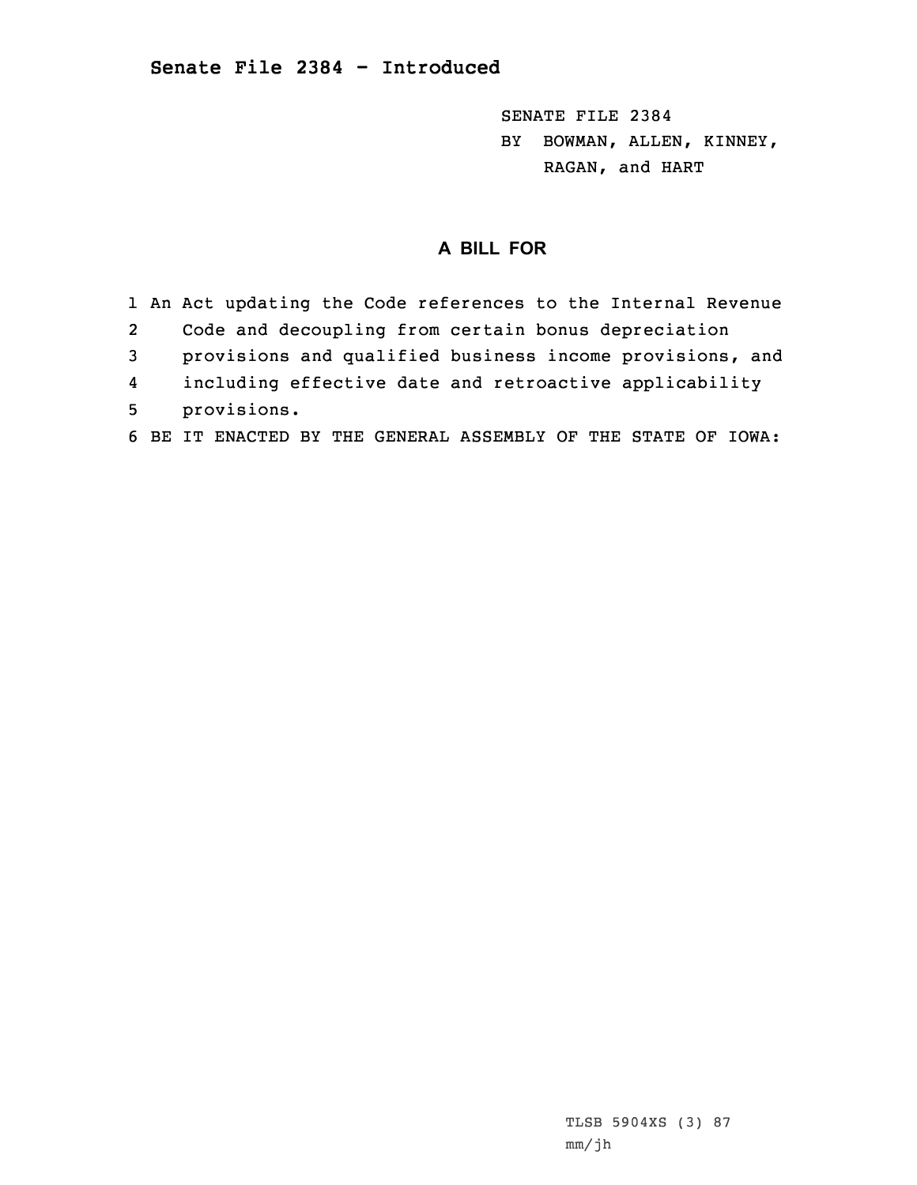## Senate File 2384 - Introduced

SENATE FILE 2384
BY BOWMAN, ALLEN, KINNEY,
RAGAN, and HART

### A BILL FOR

1 An Act updating the Code references to the Internal Revenue
2 Code and decoupling from certain bonus depreciation
3 provisions and qualified business income provisions, and
4 including effective date and retroactive applicability
5 provisions.
6 BE IT ENACTED BY THE GENERAL ASSEMBLY OF THE STATE OF IOWA:

TLSB 5904XS (3) 87
mm/jh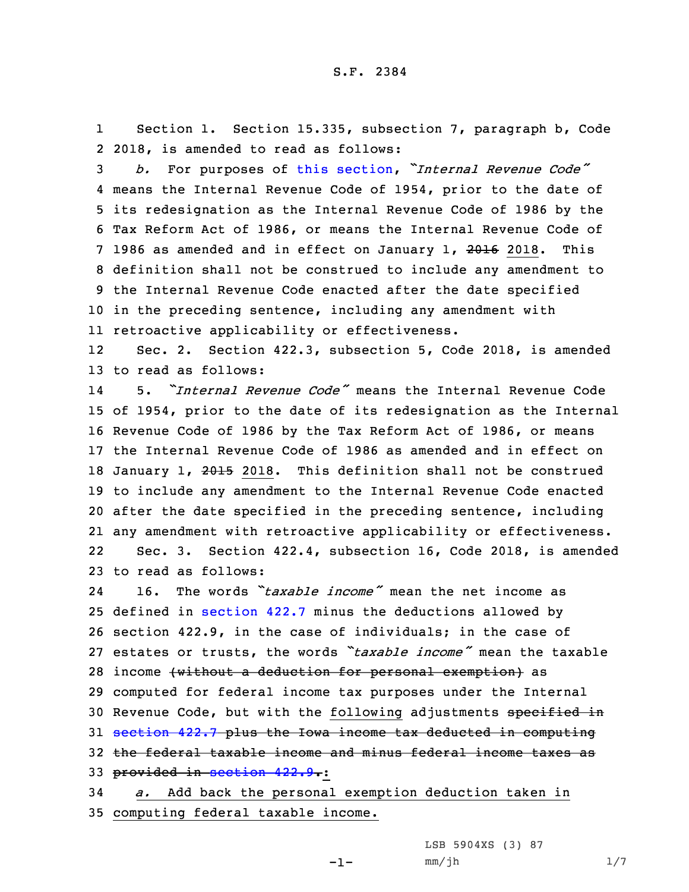S.F. 2384

1 Section 1. Section 15.335, subsection 7, paragraph b, Code
2 2018, is amended to read as follows:

3 *b.* For purposes of this section, *"Internal Revenue Code"*
4 means the Internal Revenue Code of 1954, prior to the date of
5 its redesignation as the Internal Revenue Code of 1986 by the
6 Tax Reform Act of 1986, or means the Internal Revenue Code of
7 1986 as amended and in effect on January 1, ~~2016~~ 2018. This
8 definition shall not be construed to include any amendment to
9 the Internal Revenue Code enacted after the date specified
10 in the preceding sentence, including any amendment with
11 retroactive applicability or effectiveness.

12 Sec. 2. Section 422.3, subsection 5, Code 2018, is amended
13 to read as follows:

14 5. *"Internal Revenue Code"* means the Internal Revenue Code
15 of 1954, prior to the date of its redesignation as the Internal
16 Revenue Code of 1986 by the Tax Reform Act of 1986, or means
17 the Internal Revenue Code of 1986 as amended and in effect on
18 January 1, ~~2015~~ 2018. This definition shall not be construed
19 to include any amendment to the Internal Revenue Code enacted
20 after the date specified in the preceding sentence, including
21 any amendment with retroactive applicability or effectiveness.

22 Sec. 3. Section 422.4, subsection 16, Code 2018, is amended
23 to read as follows:

24 16. The words *"taxable income"* mean the net income as
25 defined in section 422.7 minus the deductions allowed by
26 section 422.9, in the case of individuals; in the case of
27 estates or trusts, the words *"taxable income"* mean the taxable
28 income ~~(without a deduction for personal exemption)~~ as
29 computed for federal income tax purposes under the Internal
30 Revenue Code, but with the following adjustments ~~specified in~~
31 ~~section 422.7 plus the Iowa income tax deducted in computing~~
32 ~~the federal taxable income and minus federal income taxes as~~
33 ~~provided in section 422.9.~~:

34 *a.* Add back the personal exemption deduction taken in
35 computing federal taxable income.

LSB 5904XS (3) 87
mm/jh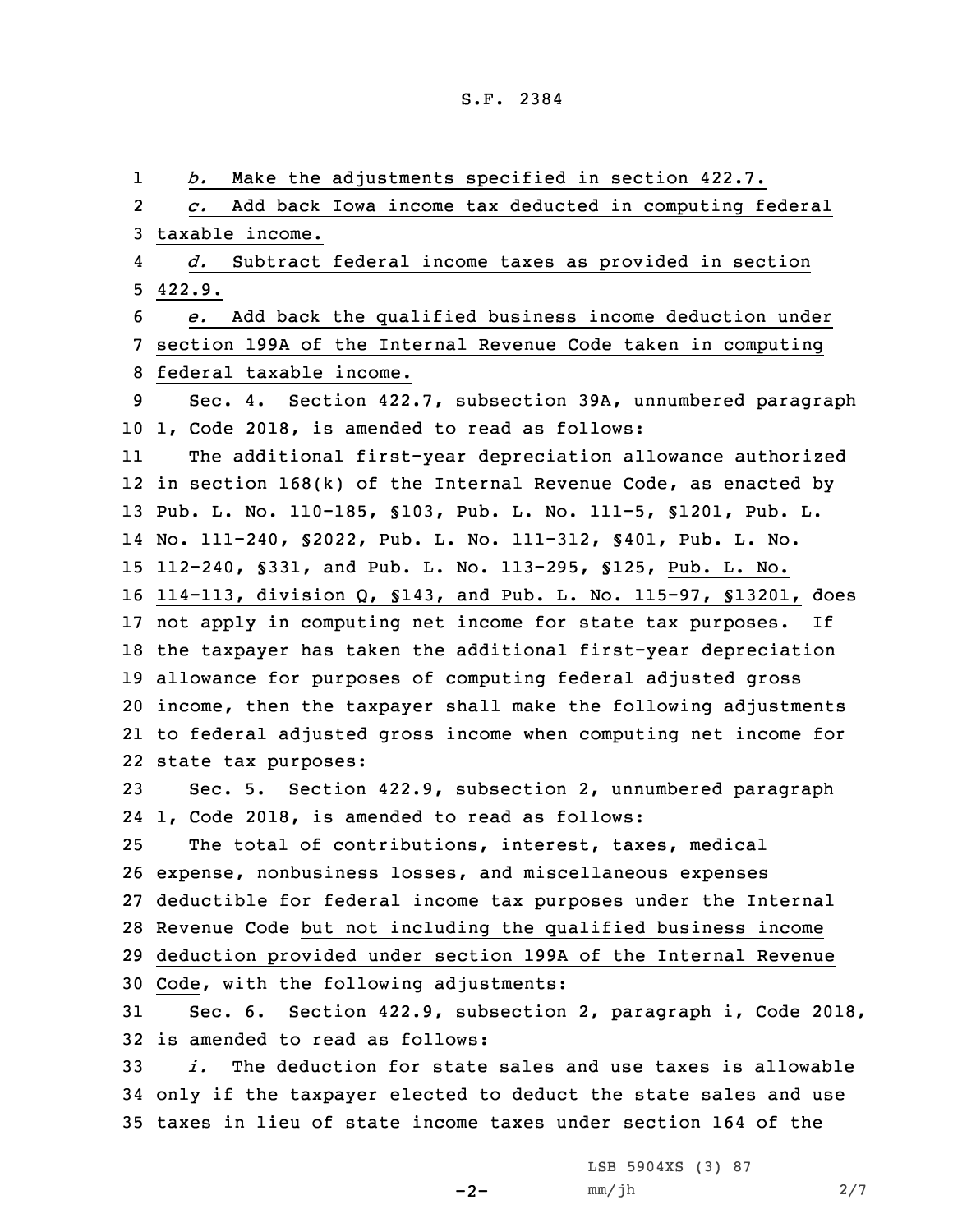*b.* Make the adjustments specified in section 422.7.

*c.* Add back Iowa income tax deducted in computing federal taxable income.

*d.* Subtract federal income taxes as provided in section 422.9.

*e.* Add back the qualified business income deduction under section 199A of the Internal Revenue Code taken in computing federal taxable income.

Sec. 4. Section 422.7, subsection 39A, unnumbered paragraph 1, Code 2018, is amended to read as follows:

The additional first-year depreciation allowance authorized in section 168(k) of the Internal Revenue Code, as enacted by Pub. L. No. 110-185, §103, Pub. L. No. 111-5, §1201, Pub. L. No. 111-240, §2022, Pub. L. No. 111-312, §401, Pub. L. No. 112-240, §331, ~~and~~ Pub. L. No. 113-295, §125, Pub. L. No. 114-113, division Q, §143, and Pub. L. No. 115-97, §13201, does not apply in computing net income for state tax purposes. If the taxpayer has taken the additional first-year depreciation allowance for purposes of computing federal adjusted gross income, then the taxpayer shall make the following adjustments to federal adjusted gross income when computing net income for state tax purposes:

Sec. 5. Section 422.9, subsection 2, unnumbered paragraph 1, Code 2018, is amended to read as follows:

The total of contributions, interest, taxes, medical expense, nonbusiness losses, and miscellaneous expenses deductible for federal income tax purposes under the Internal Revenue Code but not including the qualified business income deduction provided under section 199A of the Internal Revenue Code, with the following adjustments:

Sec. 6. Section 422.9, subsection 2, paragraph i, Code 2018, is amended to read as follows:

*i.* The deduction for state sales and use taxes is allowable only if the taxpayer elected to deduct the state sales and use taxes in lieu of state income taxes under section 164 of the

LSB 5904XS (3) 87

mm/jh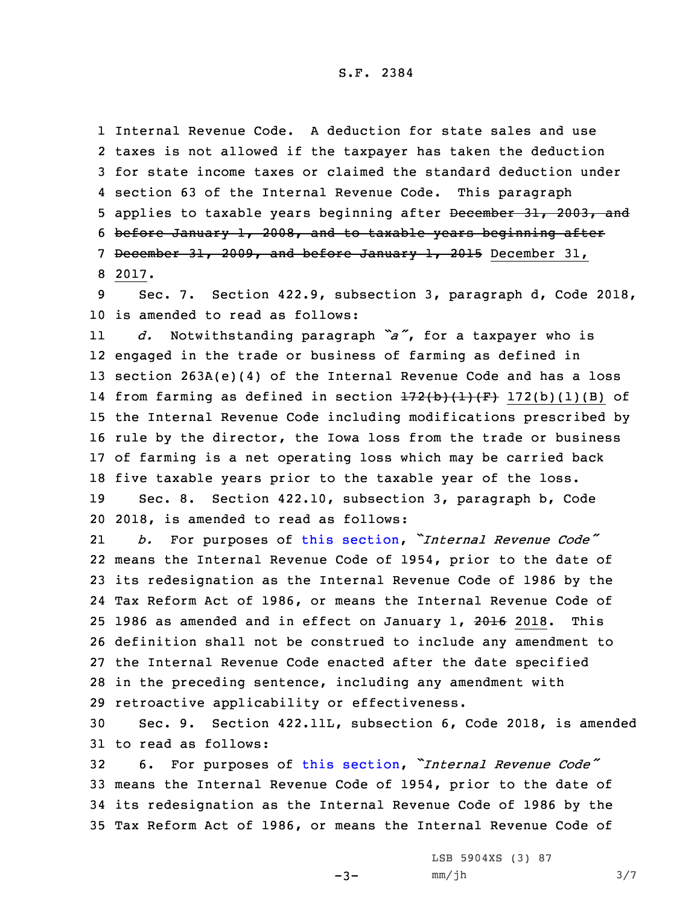Internal Revenue Code. A deduction for state sales and use taxes is not allowed if the taxpayer has taken the deduction for state income taxes or claimed the standard deduction under section 63 of the Internal Revenue Code. This paragraph applies to taxable years beginning after ~~December 31, 2003, and before January 1, 2008, and to taxable years beginning after December 31, 2009, and before January 1, 2015~~ December 31, 2017.

Sec. 7. Section 422.9, subsection 3, paragraph d, Code 2018, is amended to read as follows:

*d.* Notwithstanding paragraph *"a"*, for a taxpayer who is engaged in the trade or business of farming as defined in section 263A(e)(4) of the Internal Revenue Code and has a loss from farming as defined in section ~~172(b)(1)(F)~~ 172(b)(1)(B) of the Internal Revenue Code including modifications prescribed by rule by the director, the Iowa loss from the trade or business of farming is a net operating loss which may be carried back five taxable years prior to the taxable year of the loss.

Sec. 8. Section 422.10, subsection 3, paragraph b, Code 2018, is amended to read as follows:

*b.* For purposes of this section, *"Internal Revenue Code"* means the Internal Revenue Code of 1954, prior to the date of its redesignation as the Internal Revenue Code of 1986 by the Tax Reform Act of 1986, or means the Internal Revenue Code of 1986 as amended and in effect on January 1, ~~2016~~ 2018. This definition shall not be construed to include any amendment to the Internal Revenue Code enacted after the date specified in the preceding sentence, including any amendment with retroactive applicability or effectiveness.

Sec. 9. Section 422.11L, subsection 6, Code 2018, is amended to read as follows:

6. For purposes of this section, *"Internal Revenue Code"* means the Internal Revenue Code of 1954, prior to the date of its redesignation as the Internal Revenue Code of 1986 by the Tax Reform Act of 1986, or means the Internal Revenue Code of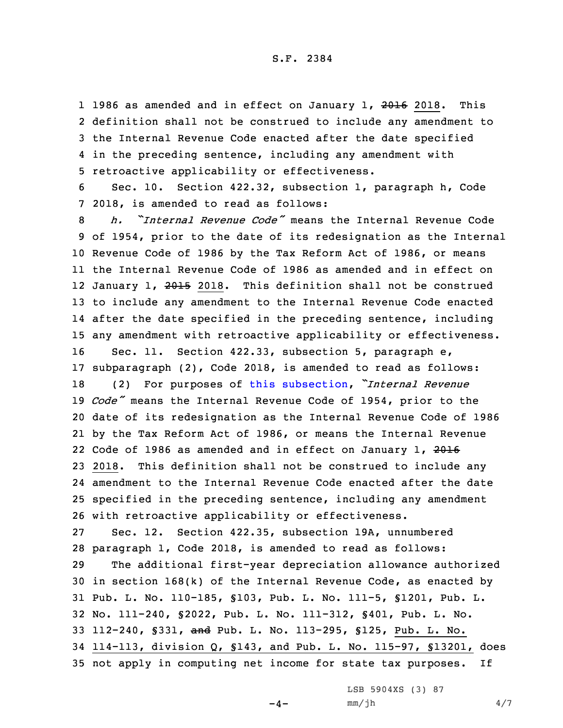1986 as amended and in effect on January 1, ~~2016~~ 2018. This definition shall not be construed to include any amendment to the Internal Revenue Code enacted after the date specified in the preceding sentence, including any amendment with retroactive applicability or effectiveness.

Sec. 10. Section 422.32, subsection 1, paragraph h, Code 2018, is amended to read as follows:

*h. "Internal Revenue Code"* means the Internal Revenue Code of 1954, prior to the date of its redesignation as the Internal Revenue Code of 1986 by the Tax Reform Act of 1986, or means the Internal Revenue Code of 1986 as amended and in effect on January 1, ~~2015~~ 2018. This definition shall not be construed to include any amendment to the Internal Revenue Code enacted after the date specified in the preceding sentence, including any amendment with retroactive applicability or effectiveness.

Sec. 11. Section 422.33, subsection 5, paragraph e, subparagraph (2), Code 2018, is amended to read as follows:

(2) For purposes of this subsection, *"Internal Revenue Code"* means the Internal Revenue Code of 1954, prior to the date of its redesignation as the Internal Revenue Code of 1986 by the Tax Reform Act of 1986, or means the Internal Revenue Code of 1986 as amended and in effect on January 1, ~~2016~~ 2018. This definition shall not be construed to include any amendment to the Internal Revenue Code enacted after the date specified in the preceding sentence, including any amendment with retroactive applicability or effectiveness.

Sec. 12. Section 422.35, subsection 19A, unnumbered paragraph 1, Code 2018, is amended to read as follows:

The additional first-year depreciation allowance authorized in section 168(k) of the Internal Revenue Code, as enacted by Pub. L. No. 110-185, §103, Pub. L. No. 111-5, §1201, Pub. L. No. 111-240, §2022, Pub. L. No. 111-312, §401, Pub. L. No. 112-240, §331, ~~and~~ Pub. L. No. 113-295, §125, Pub. L. No. 114-113, division Q, §143, and Pub. L. No. 115-97, §13201, does not apply in computing net income for state tax purposes. If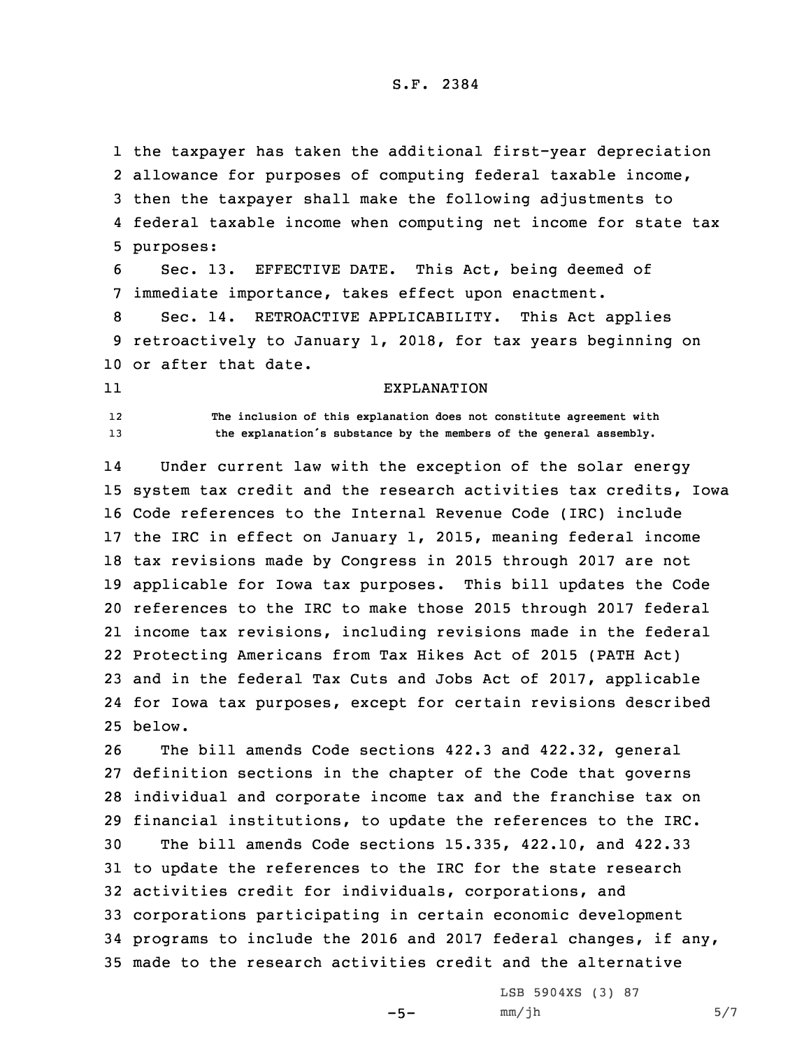the taxpayer has taken the additional first-year depreciation allowance for purposes of computing federal taxable income, then the taxpayer shall make the following adjustments to federal taxable income when computing net income for state tax purposes:

Sec. 13. EFFECTIVE DATE. This Act, being deemed of immediate importance, takes effect upon enactment.

Sec. 14. RETROACTIVE APPLICABILITY. This Act applies retroactively to January 1, 2018, for tax years beginning on or after that date.

EXPLANATION

The inclusion of this explanation does not constitute agreement with the explanation's substance by the members of the general assembly.

Under current law with the exception of the solar energy system tax credit and the research activities tax credits, Iowa Code references to the Internal Revenue Code (IRC) include the IRC in effect on January 1, 2015, meaning federal income tax revisions made by Congress in 2015 through 2017 are not applicable for Iowa tax purposes. This bill updates the Code references to the IRC to make those 2015 through 2017 federal income tax revisions, including revisions made in the federal Protecting Americans from Tax Hikes Act of 2015 (PATH Act) and in the federal Tax Cuts and Jobs Act of 2017, applicable for Iowa tax purposes, except for certain revisions described below.

The bill amends Code sections 422.3 and 422.32, general definition sections in the chapter of the Code that governs individual and corporate income tax and the franchise tax on financial institutions, to update the references to the IRC.

The bill amends Code sections 15.335, 422.10, and 422.33 to update the references to the IRC for the state research activities credit for individuals, corporations, and corporations participating in certain economic development programs to include the 2016 and 2017 federal changes, if any, made to the research activities credit and the alternative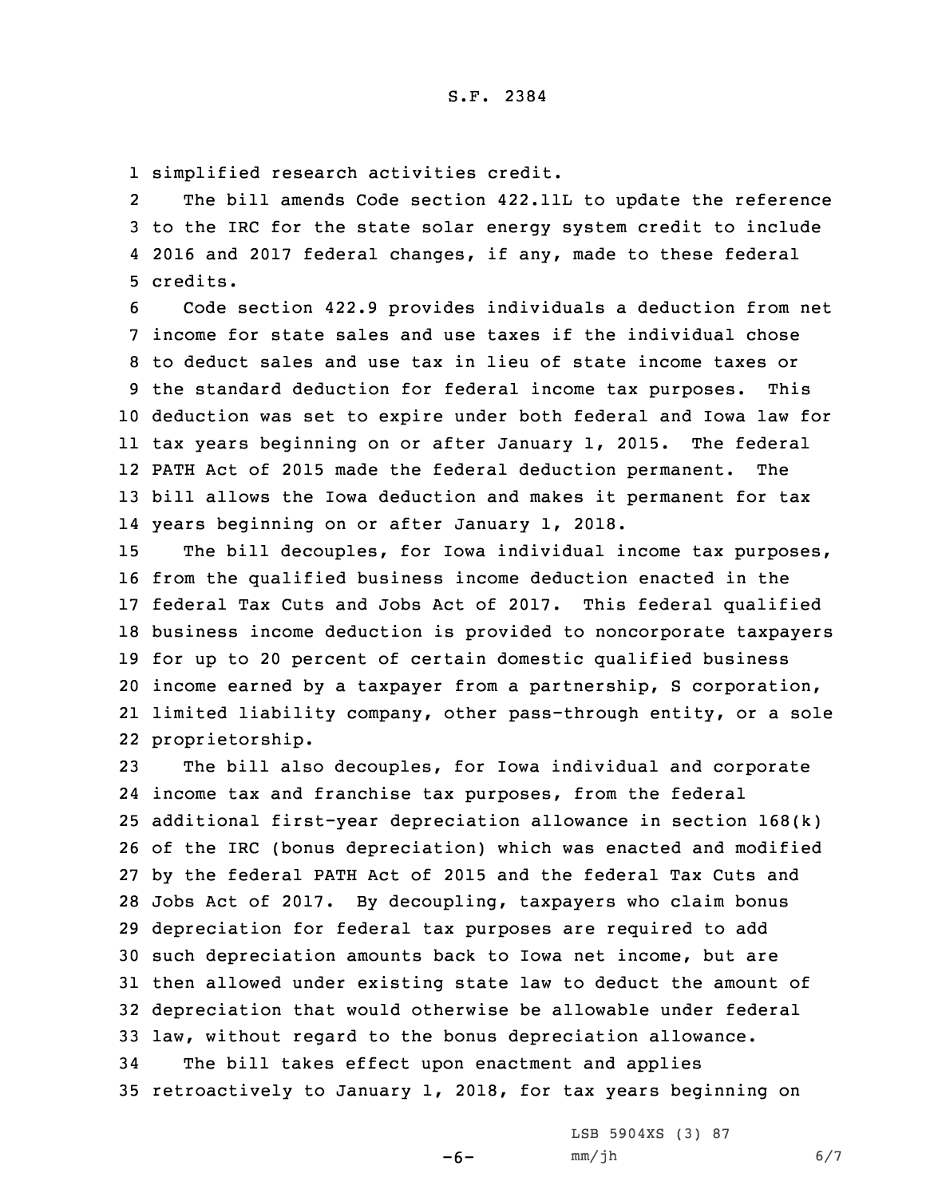simplified research activities credit.

The bill amends Code section 422.11L to update the reference to the IRC for the state solar energy system credit to include 2016 and 2017 federal changes, if any, made to these federal credits.

Code section 422.9 provides individuals a deduction from net income for state sales and use taxes if the individual chose to deduct sales and use tax in lieu of state income taxes or the standard deduction for federal income tax purposes. This deduction was set to expire under both federal and Iowa law for tax years beginning on or after January 1, 2015. The federal PATH Act of 2015 made the federal deduction permanent. The bill allows the Iowa deduction and makes it permanent for tax years beginning on or after January 1, 2018.

The bill decouples, for Iowa individual income tax purposes, from the qualified business income deduction enacted in the federal Tax Cuts and Jobs Act of 2017. This federal qualified business income deduction is provided to noncorporate taxpayers for up to 20 percent of certain domestic qualified business income earned by a taxpayer from a partnership, S corporation, limited liability company, other pass-through entity, or a sole proprietorship.

The bill also decouples, for Iowa individual and corporate income tax and franchise tax purposes, from the federal additional first-year depreciation allowance in section 168(k) of the IRC (bonus depreciation) which was enacted and modified by the federal PATH Act of 2015 and the federal Tax Cuts and Jobs Act of 2017. By decoupling, taxpayers who claim bonus depreciation for federal tax purposes are required to add such depreciation amounts back to Iowa net income, but are then allowed under existing state law to deduct the amount of depreciation that would otherwise be allowable under federal law, without regard to the bonus depreciation allowance.

The bill takes effect upon enactment and applies retroactively to January 1, 2018, for tax years beginning on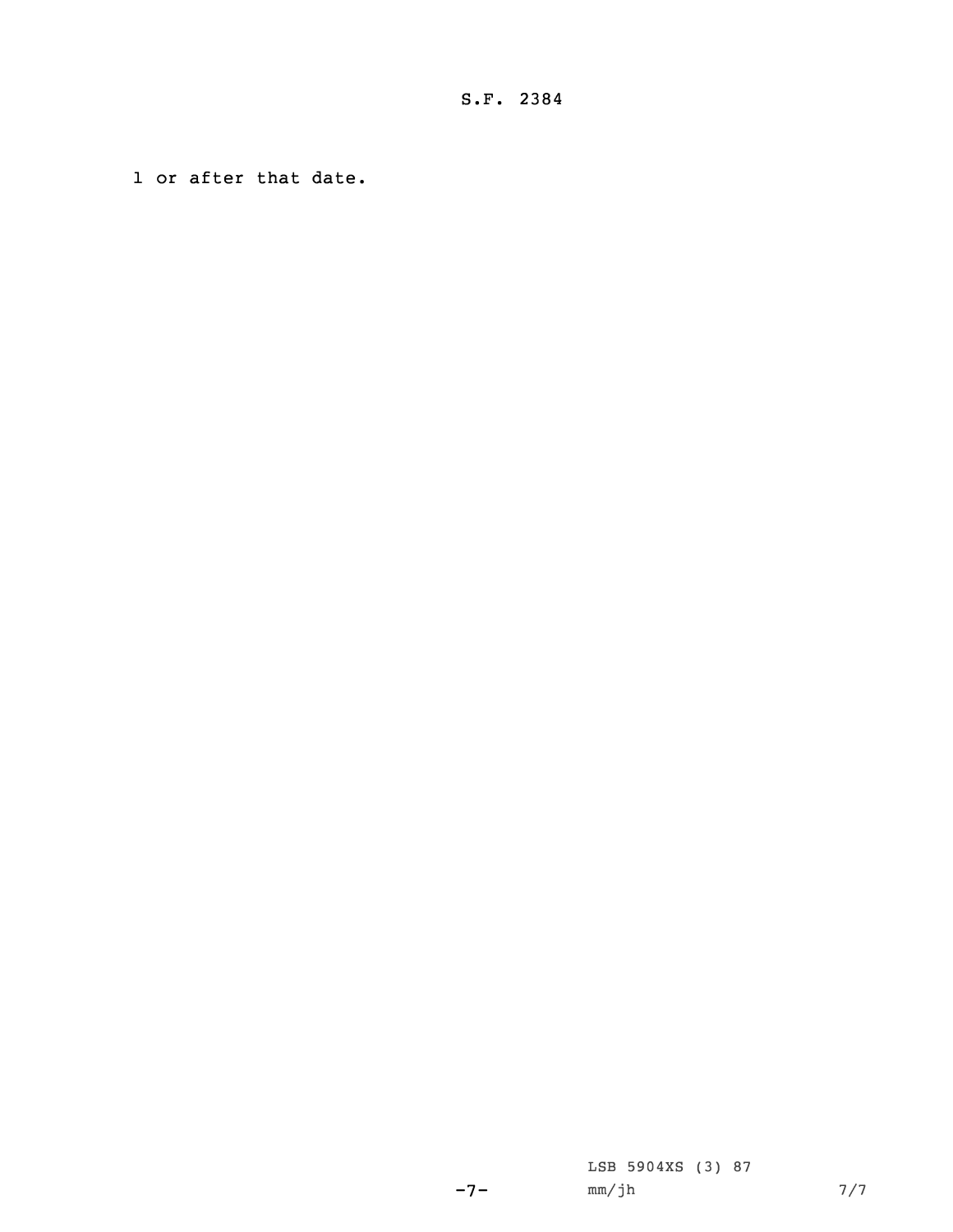or after that date.